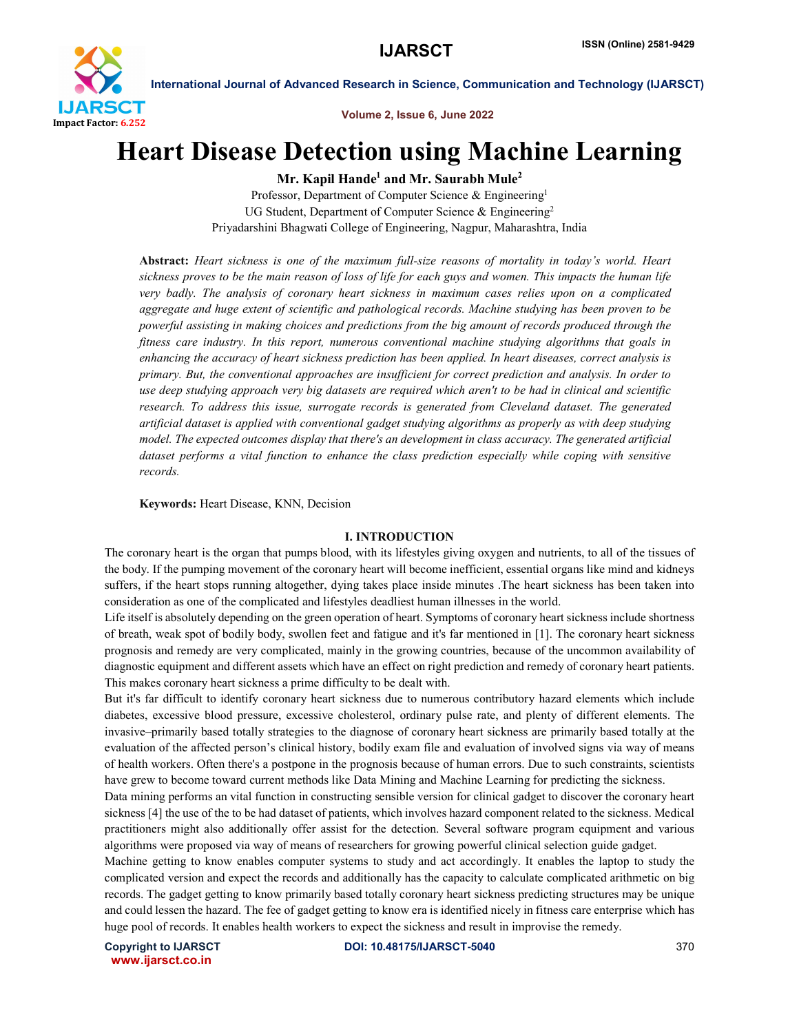# Heart Disease Detection using Machine Learning

**Mr. Kapil Hande[1] and Mr. Saurabh Mule[2]**

Professor, Department of Computer Science & Engineering[1]
UG Student, Department of Computer Science & Engineering[2]
Priyadarshini Bhagwati College of Engineering, Nagpur, Maharashtra, India

**Abstract:** *Heart sickness is one of the maximum full-size reasons of mortality in today's world. Heart sickness proves to be the main reason of loss of life for each guys and women. This impacts the human life very badly. The analysis of coronary heart sickness in maximum cases relies upon on a complicated aggregate and huge extent of scientific and pathological records. Machine studying has been proven to be powerful assisting in making choices and predictions from the big amount of records produced through the fitness care industry. In this report, numerous conventional machine studying algorithms that goals in enhancing the accuracy of heart sickness prediction has been applied. In heart diseases, correct analysis is primary. But, the conventional approaches are insufficient for correct prediction and analysis. In order to use deep studying approach very big datasets are required which aren't to be had in clinical and scientific research. To address this issue, surrogate records is generated from Cleveland dataset. The generated artificial dataset is applied with conventional gadget studying algorithms as properly as with deep studying model. The expected outcomes display that there's an development in class accuracy. The generated artificial dataset performs a vital function to enhance the class prediction especially while coping with sensitive records.*

**Keywords:** Heart Disease, KNN, Decision

## I. INTRODUCTION

The coronary heart is the organ that pumps blood, with its lifestyles giving oxygen and nutrients, to all of the tissues of the body. If the pumping movement of the coronary heart will become inefficient, essential organs like mind and kidneys suffers, if the heart stops running altogether, dying takes place inside minutes .The heart sickness has been taken into consideration as one of the complicated and lifestyles deadliest human illnesses in the world.

Life itself is absolutely depending on the green operation of heart. Symptoms of coronary heart sickness include shortness of breath, weak spot of bodily body, swollen feet and fatigue and it's far mentioned in [1]. The coronary heart sickness prognosis and remedy are very complicated, mainly in the growing countries, because of the uncommon availability of diagnostic equipment and different assets which have an effect on right prediction and remedy of coronary heart patients. This makes coronary heart sickness a prime difficulty to be dealt with.

But it's far difficult to identify coronary heart sickness due to numerous contributory hazard elements which include diabetes, excessive blood pressure, excessive cholesterol, ordinary pulse rate, and plenty of different elements. The invasive–primarily based totally strategies to the diagnose of coronary heart sickness are primarily based totally at the evaluation of the affected person's clinical history, bodily exam file and evaluation of involved signs via way of means of health workers. Often there's a postpone in the prognosis because of human errors. Due to such constraints, scientists have grew to become toward current methods like Data Mining and Machine Learning for predicting the sickness.

Data mining performs an vital function in constructing sensible version for clinical gadget to discover the coronary heart sickness [4] the use of the to be had dataset of patients, which involves hazard component related to the sickness. Medical practitioners might also additionally offer assist for the detection. Several software program equipment and various algorithms were proposed via way of means of researchers for growing powerful clinical selection guide gadget.

Machine getting to know enables computer systems to study and act accordingly. It enables the laptop to study the complicated version and expect the records and additionally has the capacity to calculate complicated arithmetic on big records. The gadget getting to know primarily based totally coronary heart sickness predicting structures may be unique and could lessen the hazard. The fee of gadget getting to know era is identified nicely in fitness care enterprise which has huge pool of records. It enables health workers to expect the sickness and result in improvise the remedy.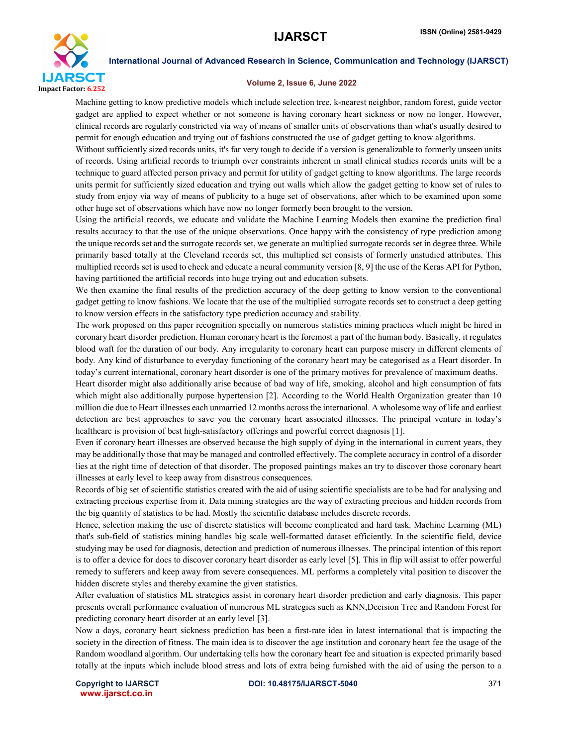Machine getting to know predictive models which include selection tree, k-nearest neighbor, random forest, guide vector gadget are applied to expect whether or not someone is having coronary heart sickness or now no longer. However, clinical records are regularly constricted via way of means of smaller units of observations than what's usually desired to permit for enough education and trying out of fashions constructed the use of gadget getting to know algorithms.

Without sufficiently sized records units, it's far very tough to decide if a version is generalizable to formerly unseen units of records. Using artificial records to triumph over constraints inherent in small clinical studies records units will be a technique to guard affected person privacy and permit for utility of gadget getting to know algorithms. The large records units permit for sufficiently sized education and trying out walls which allow the gadget getting to know set of rules to study from enjoy via way of means of publicity to a huge set of observations, after which to be examined upon some other huge set of observations which have now no longer formerly been brought to the version.

Using the artificial records, we educate and validate the Machine Learning Models then examine the prediction final results accuracy to that the use of the unique observations. Once happy with the consistency of type prediction among the unique records set and the surrogate records set, we generate an multiplied surrogate records set in degree three. While primarily based totally at the Cleveland records set, this multiplied set consists of formerly unstudied attributes. This multiplied records set is used to check and educate a neural community version [8, 9] the use of the Keras API for Python, having partitioned the artificial records into huge trying out and education subsets.

We then examine the final results of the prediction accuracy of the deep getting to know version to the conventional gadget getting to know fashions. We locate that the use of the multiplied surrogate records set to construct a deep getting to know version effects in the satisfactory type prediction accuracy and stability.

The work proposed on this paper recognition specially on numerous statistics mining practices which might be hired in coronary heart disorder prediction. Human coronary heart is the foremost a part of the human body. Basically, it regulates blood waft for the duration of our body. Any irregularity to coronary heart can purpose misery in different elements of body. Any kind of disturbance to everyday functioning of the coronary heart may be categorised as a Heart disorder. In today's current international, coronary heart disorder is one of the primary motives for prevalence of maximum deaths.

Heart disorder might also additionally arise because of bad way of life, smoking, alcohol and high consumption of fats which might also additionally purpose hypertension [2]. According to the World Health Organization greater than 10 million die due to Heart illnesses each unmarried 12 months across the international. A wholesome way of life and earliest detection are best approaches to save you the coronary heart associated illnesses. The principal venture in today's healthcare is provision of best high-satisfactory offerings and powerful correct diagnosis [1].

Even if coronary heart illnesses are observed because the high supply of dying in the international in current years, they may be additionally those that may be managed and controlled effectively. The complete accuracy in control of a disorder lies at the right time of detection of that disorder. The proposed paintings makes an try to discover those coronary heart illnesses at early level to keep away from disastrous consequences.

Records of big set of scientific statistics created with the aid of using scientific specialists are to be had for analysing and extracting precious expertise from it. Data mining strategies are the way of extracting precious and hidden records from the big quantity of statistics to be had. Mostly the scientific database includes discrete records.

Hence, selection making the use of discrete statistics will become complicated and hard task. Machine Learning (ML) that's sub-field of statistics mining handles big scale well-formatted dataset efficiently. In the scientific field, device studying may be used for diagnosis, detection and prediction of numerous illnesses. The principal intention of this report is to offer a device for docs to discover coronary heart disorder as early level [5]. This in flip will assist to offer powerful remedy to sufferers and keep away from severe consequences. ML performs a completely vital position to discover the hidden discrete styles and thereby examine the given statistics.

After evaluation of statistics ML strategies assist in coronary heart disorder prediction and early diagnosis. This paper presents overall performance evaluation of numerous ML strategies such as KNN,Decision Tree and Random Forest for predicting coronary heart disorder at an early level [3].

Now a days, coronary heart sickness prediction has been a first-rate idea in latest international that is impacting the society in the direction of fitness. The main idea is to discover the age institution and coronary heart fee the usage of the Random woodland algorithm. Our undertaking tells how the coronary heart fee and situation is expected primarily based totally at the inputs which include blood stress and lots of extra being furnished with the aid of using the person to a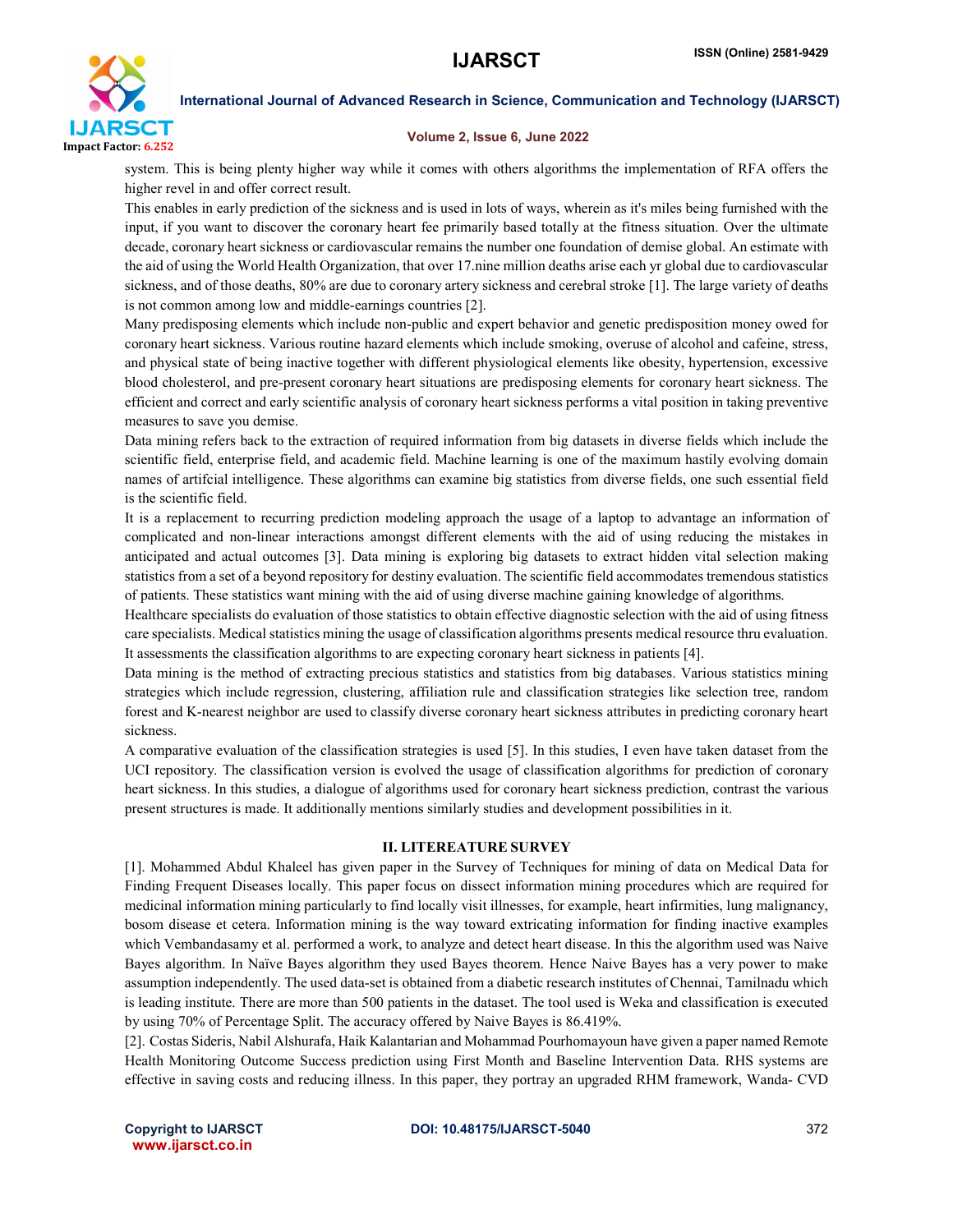system. This is being plenty higher way while it comes with others algorithms the implementation of RFA offers the higher revel in and offer correct result.

This enables in early prediction of the sickness and is used in lots of ways, wherein as it's miles being furnished with the input, if you want to discover the coronary heart fee primarily based totally at the fitness situation. Over the ultimate decade, coronary heart sickness or cardiovascular remains the number one foundation of demise global. An estimate with the aid of using the World Health Organization, that over 17.nine million deaths arise each yr global due to cardiovascular sickness, and of those deaths, 80% are due to coronary artery sickness and cerebral stroke [1]. The large variety of deaths is not common among low and middle-earnings countries [2].

Many predisposing elements which include non-public and expert behavior and genetic predisposition money owed for coronary heart sickness. Various routine hazard elements which include smoking, overuse of alcohol and cafeine, stress, and physical state of being inactive together with different physiological elements like obesity, hypertension, excessive blood cholesterol, and pre-present coronary heart situations are predisposing elements for coronary heart sickness. The efficient and correct and early scientific analysis of coronary heart sickness performs a vital position in taking preventive measures to save you demise.

Data mining refers back to the extraction of required information from big datasets in diverse fields which include the scientific field, enterprise field, and academic field. Machine learning is one of the maximum hastily evolving domain names of artifcial intelligence. These algorithms can examine big statistics from diverse fields, one such essential field is the scientific field.

It is a replacement to recurring prediction modeling approach the usage of a laptop to advantage an information of complicated and non-linear interactions amongst different elements with the aid of using reducing the mistakes in anticipated and actual outcomes [3]. Data mining is exploring big datasets to extract hidden vital selection making statistics from a set of a beyond repository for destiny evaluation. The scientific field accommodates tremendous statistics of patients. These statistics want mining with the aid of using diverse machine gaining knowledge of algorithms.

Healthcare specialists do evaluation of those statistics to obtain effective diagnostic selection with the aid of using fitness care specialists. Medical statistics mining the usage of classification algorithms presents medical resource thru evaluation. It assessments the classification algorithms to are expecting coronary heart sickness in patients [4].

Data mining is the method of extracting precious statistics and statistics from big databases. Various statistics mining strategies which include regression, clustering, affiliation rule and classification strategies like selection tree, random forest and K-nearest neighbor are used to classify diverse coronary heart sickness attributes in predicting coronary heart sickness.

A comparative evaluation of the classification strategies is used [5]. In this studies, I even have taken dataset from the UCI repository. The classification version is evolved the usage of classification algorithms for prediction of coronary heart sickness. In this studies, a dialogue of algorithms used for coronary heart sickness prediction, contrast the various present structures is made. It additionally mentions similarly studies and development possibilities in it.

## II. LITEREATURE SURVEY

[1]. Mohammed Abdul Khaleel has given paper in the Survey of Techniques for mining of data on Medical Data for Finding Frequent Diseases locally. This paper focus on dissect information mining procedures which are required for medicinal information mining particularly to find locally visit illnesses, for example, heart infirmities, lung malignancy, bosom disease et cetera. Information mining is the way toward extricating information for finding inactive examples which Vembandasamy et al. performed a work, to analyze and detect heart disease. In this the algorithm used was Naive Bayes algorithm. In Naïve Bayes algorithm they used Bayes theorem. Hence Naive Bayes has a very power to make assumption independently. The used data-set is obtained from a diabetic research institutes of Chennai, Tamilnadu which is leading institute. There are more than 500 patients in the dataset. The tool used is Weka and classification is executed by using 70% of Percentage Split. The accuracy offered by Naive Bayes is 86.419%.

[2]. Costas Sideris, Nabil Alshurafa, Haik Kalantarian and Mohammad Pourhomayoun have given a paper named Remote Health Monitoring Outcome Success prediction using First Month and Baseline Intervention Data. RHS systems are effective in saving costs and reducing illness. In this paper, they portray an upgraded RHM framework, Wanda- CVD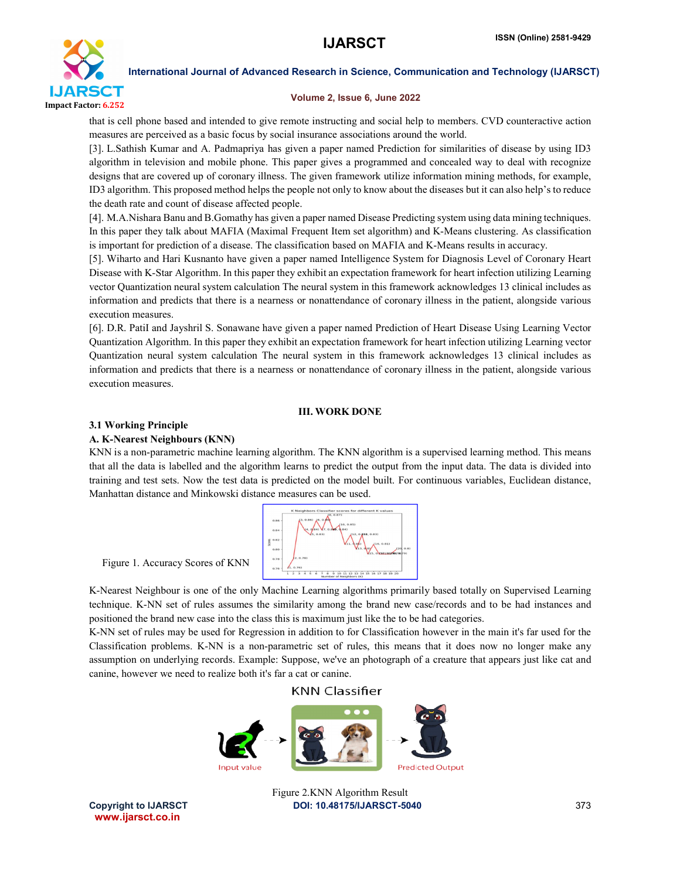that is cell phone based and intended to give remote instructing and social help to members. CVD counteractive action measures are perceived as a basic focus by social insurance associations around the world.

[3]. L.Sathish Kumar and A. Padmapriya has given a paper named Prediction for similarities of disease by using ID3 algorithm in television and mobile phone. This paper gives a programmed and concealed way to deal with recognize designs that are covered up of coronary illness. The given framework utilize information mining methods, for example, ID3 algorithm. This proposed method helps the people not only to know about the diseases but it can also help's to reduce the death rate and count of disease affected people.

[4]. M.A.Nishara Banu and B.Gomathy has given a paper named Disease Predicting system using data mining techniques. In this paper they talk about MAFIA (Maximal Frequent Item set algorithm) and K-Means clustering. As classification is important for prediction of a disease. The classification based on MAFIA and K-Means results in accuracy.

[5]. Wiharto and Hari Kusnanto have given a paper named Intelligence System for Diagnosis Level of Coronary Heart Disease with K-Star Algorithm. In this paper they exhibit an expectation framework for heart infection utilizing Learning vector Quantization neural system calculation The neural system in this framework acknowledges 13 clinical includes as information and predicts that there is a nearness or nonattendance of coronary illness in the patient, alongside various execution measures.

[6]. D.R. PatiI and Jayshril S. Sonawane have given a paper named Prediction of Heart Disease Using Learning Vector Quantization Algorithm. In this paper they exhibit an expectation framework for heart infection utilizing Learning vector Quantization neural system calculation The neural system in this framework acknowledges 13 clinical includes as information and predicts that there is a nearness or nonattendance of coronary illness in the patient, alongside various execution measures.

## III. WORK DONE

### 3.1 Working Principle

#### A. K-Nearest Neighbours (KNN)

KNN is a non-parametric machine learning algorithm. The KNN algorithm is a supervised learning method. This means that all the data is labelled and the algorithm learns to predict the output from the input data. The data is divided into training and test sets. Now the test data is predicted on the model built. For continuous variables, Euclidean distance, Manhattan distance and Minkowski distance measures can be used.

K Neighbors Classifier scores for different K values

Number of Neighbors (K)

Figure 1. Accuracy Scores of KNN

K-Nearest Neighbour is one of the only Machine Learning algorithms primarily based totally on Supervised Learning technique. K-NN set of rules assumes the similarity among the brand new case/records and to be had instances and positioned the brand new case into the class this is maximum just like the to be had categories.

K-NN set of rules may be used for Regression in addition to for Classification however in the main it's far used for the Classification problems. K-NN is a non-parametric set of rules, this means that it does now no longer make any assumption on underlying records. Example: Suppose, we've an photograph of a creature that appears just like cat and canine, however we need to realize both it's far a cat or canine.

KNN Classifier

Input value

Predicted Output

Figure 2.KNN Algorithm Result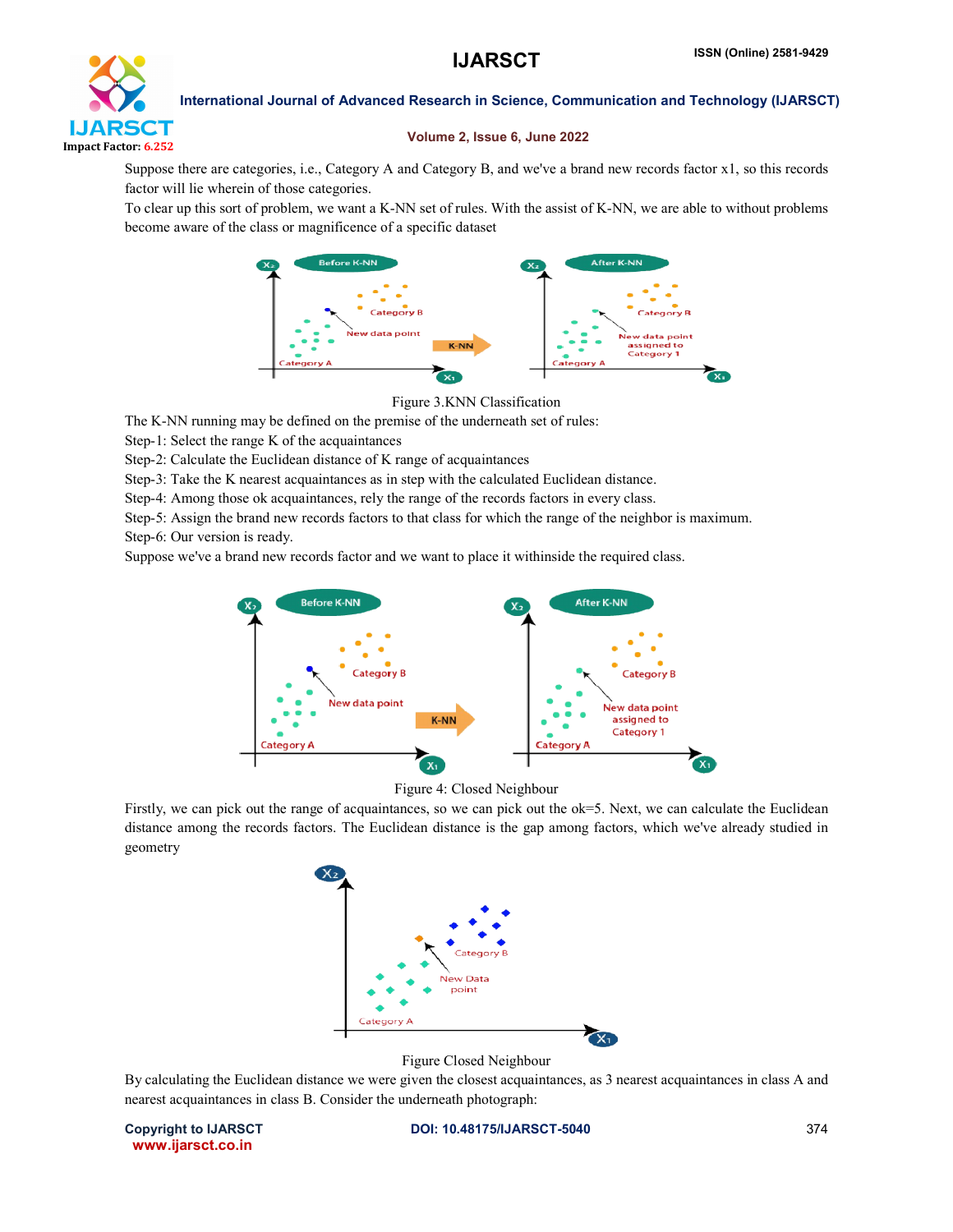Suppose there are categories, i.e., Category A and Category B, and we've a brand new records factor x1, so this records factor will lie wherein of those categories.

To clear up this sort of problem, we want a K-NN set of rules. With the assist of K-NN, we are able to without problems become aware of the class or magnificence of a specific dataset

Before K-NN

After K-NN

$X_2$

$X_1$

Category B

New data point

Category A

K-NN

New data point assigned to Category 1

Figure 3.KNN Classification

The K-NN running may be defined on the premise of the underneath set of rules:

Step-1: Select the range K of the acquaintances

Step-2: Calculate the Euclidean distance of K range of acquaintances

Step-3: Take the K nearest acquaintances as in step with the calculated Euclidean distance.

Step-4: Among those ok acquaintances, rely the range of the records factors in every class.

Step-5: Assign the brand new records factors to that class for which the range of the neighbor is maximum.

Step-6: Our version is ready.

Suppose we've a brand new records factor and we want to place it withinside the required class.

Before K-NN

After K-NN

$X_2$

$X_1$

Category B

New data point

Category A

K-NN

New data point assigned to Category 1

Figure 4: Closed Neighbour

Firstly, we can pick out the range of acquaintances, so we can pick out the ok=5. Next, we can calculate the Euclidean distance among the records factors. The Euclidean distance is the gap among factors, which we've already studied in geometry

$X_2$

$X_1$

Category B

New Data point

Category A

Figure Closed Neighbour

By calculating the Euclidean distance we were given the closest acquaintances, as 3 nearest acquaintances in class A and nearest acquaintances in class B. Consider the underneath photograph: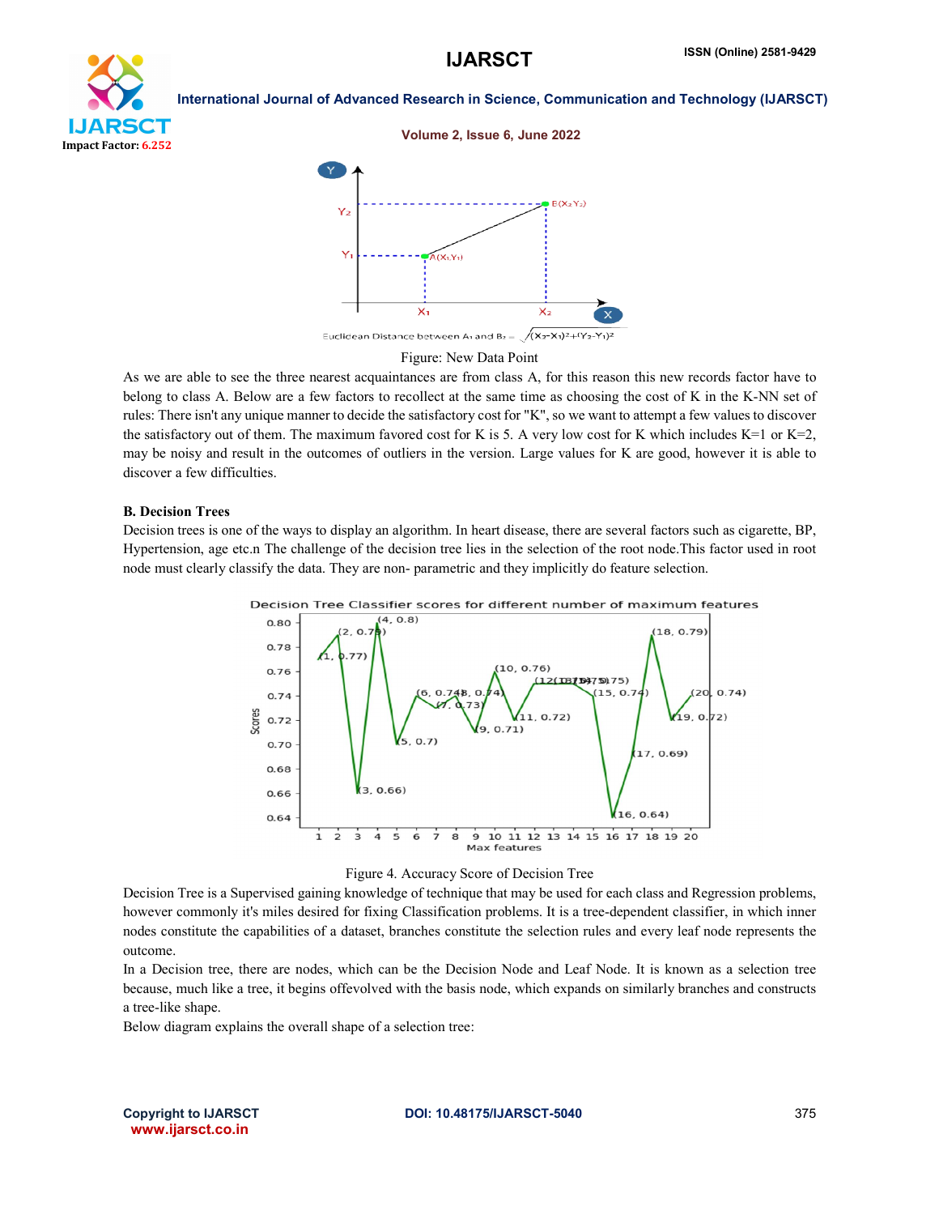Y

$Y_2$

$Y_1$

E($X_2$,$Y_2$)

A($X_1$,$Y_1$)

$X_1$

$X_2$

X

Euclidean Distance between $A_1$ and $B_2$ = $\sqrt{(X_2-X_1)^2+(Y_2-Y_1)^2}$

Figure: New Data Point

As we are able to see the three nearest acquaintances are from class A, for this reason this new records factor have to belong to class A. Below are a few factors to recollect at the same time as choosing the cost of K in the K-NN set of rules: There isn't any unique manner to decide the satisfactory cost for "K", so we want to attempt a few values to discover the satisfactory out of them. The maximum favored cost for K is 5. A very low cost for K which includes K=1 or K=2, may be noisy and result in the outcomes of outliers in the version. Large values for K are good, however it is able to discover a few difficulties.

**B. Decision Trees**

Decision trees is one of the ways to display an algorithm. In heart disease, there are several factors such as cigarette, BP, Hypertension, age etc.n The challenge of the decision tree lies in the selection of the root node.This factor used in root node must clearly classify the data. They are non- parametric and they implicitly do feature selection.

Decision Tree Classifier scores for different number of maximum features

Scores

Max features

(1, 0.77) (2, 0.79) (3, 0.66) (4, 0.8) (5, 0.7) (6, 0.74) (7, 0.73) (8, 0.74) (9, 0.71) (10, 0.76) (11, 0.72) (15, 0.74) (16, 0.64) (17, 0.69) (18, 0.79) (19, 0.72) (20, 0.74)

Figure 4. Accuracy Score of Decision Tree

Decision Tree is a Supervised gaining knowledge of technique that may be used for each class and Regression problems, however commonly it's miles desired for fixing Classification problems. It is a tree-dependent classifier, in which inner nodes constitute the capabilities of a dataset, branches constitute the selection rules and every leaf node represents the outcome.

In a Decision tree, there are nodes, which can be the Decision Node and Leaf Node. It is known as a selection tree because, much like a tree, it begins offevolved with the basis node, which expands on similarly branches and constructs a tree-like shape.

Below diagram explains the overall shape of a selection tree: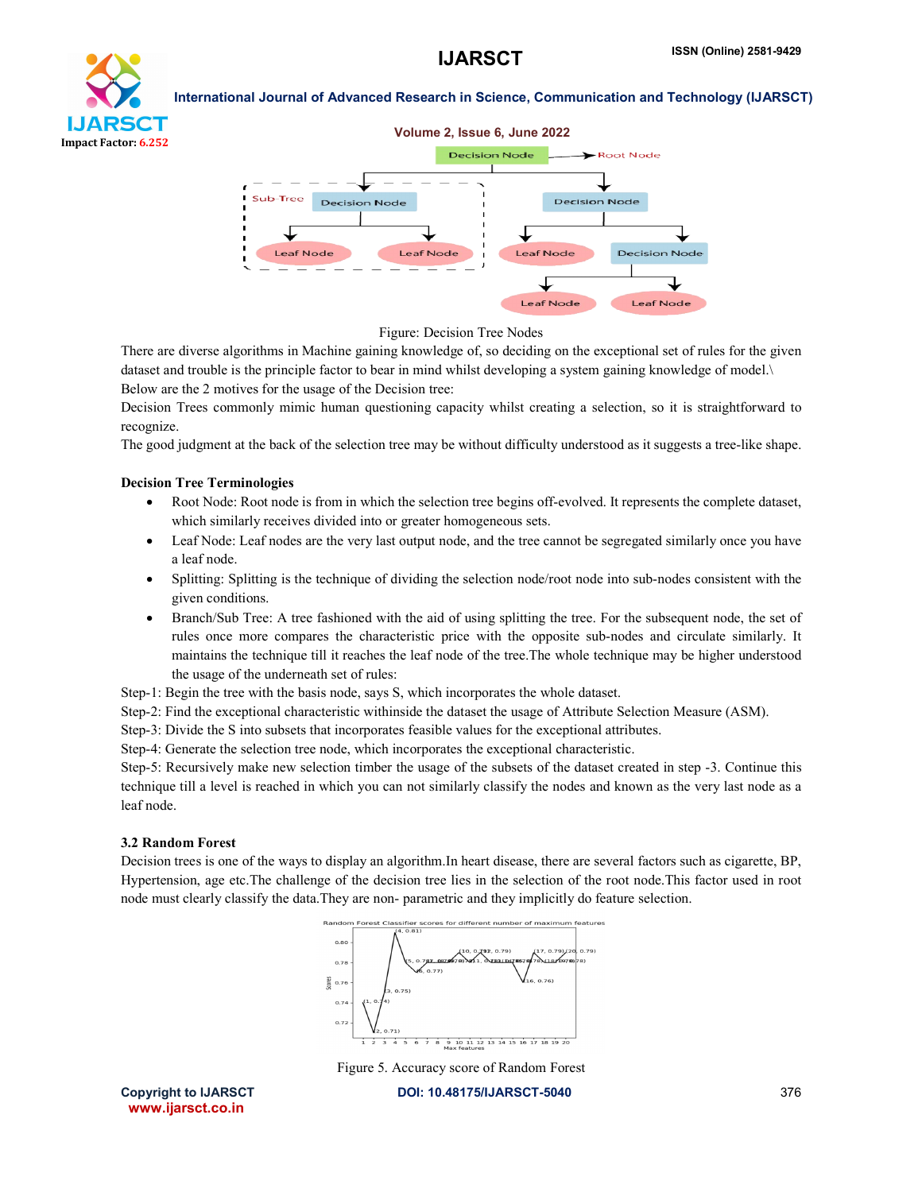Decision Node

Root Node

Sub-Tree

Decision Node

Decision Node

Leaf Node

Leaf Node

Leaf Node

Decision Node

Leaf Node

Leaf Node

Figure: Decision Tree Nodes

There are diverse algorithms in Machine gaining knowledge of, so deciding on the exceptional set of rules for the given dataset and trouble is the principle factor to bear in mind whilst developing a system gaining knowledge of model.\

Below are the 2 motives for the usage of the Decision tree:

Decision Trees commonly mimic human questioning capacity whilst creating a selection, so it is straightforward to recognize.

The good judgment at the back of the selection tree may be without difficulty understood as it suggests a tree-like shape.

**Decision Tree Terminologies**

- Root Node: Root node is from in which the selection tree begins off-evolved. It represents the complete dataset, which similarly receives divided into or greater homogeneous sets.
- Leaf Node: Leaf nodes are the very last output node, and the tree cannot be segregated similarly once you have a leaf node.
- Splitting: Splitting is the technique of dividing the selection node/root node into sub-nodes consistent with the given conditions.
- Branch/Sub Tree: A tree fashioned with the aid of using splitting the tree. For the subsequent node, the set of rules once more compares the characteristic price with the opposite sub-nodes and circulate similarly. It maintains the technique till it reaches the leaf node of the tree.The whole technique may be higher understood the usage of the underneath set of rules:

Step-1: Begin the tree with the basis node, says S, which incorporates the whole dataset.

Step-2: Find the exceptional characteristic withinside the dataset the usage of Attribute Selection Measure (ASM).

Step-3: Divide the S into subsets that incorporates feasible values for the exceptional attributes.

Step-4: Generate the selection tree node, which incorporates the exceptional characteristic.

Step-5: Recursively make new selection timber the usage of the subsets of the dataset created in step -3. Continue this technique till a level is reached in which you can not similarly classify the nodes and known as the very last node as a leaf node.

### 3.2 Random Forest

Decision trees is one of the ways to display an algorithm.In heart disease, there are several factors such as cigarette, BP, Hypertension, age etc.The challenge of the decision tree lies in the selection of the root node.This factor used in root node must clearly classify the data.They are non- parametric and they implicitly do feature selection.

Random Forest Classifier scores for different number of maximum features

Scores

Max features

Figure 5. Accuracy score of Random Forest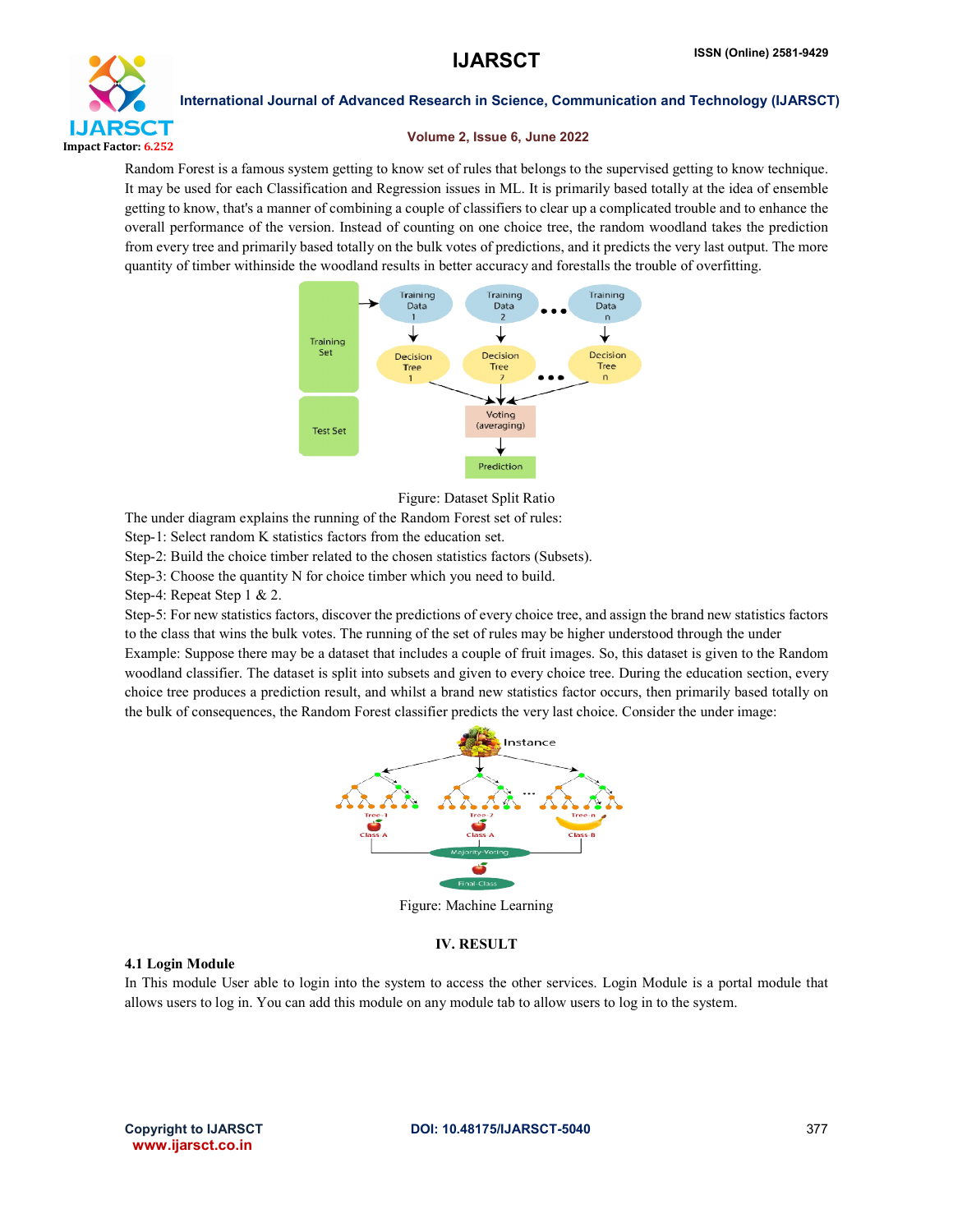Random Forest is a famous system getting to know set of rules that belongs to the supervised getting to know technique. It may be used for each Classification and Regression issues in ML. It is primarily based totally at the idea of ensemble getting to know, that's a manner of combining a couple of classifiers to clear up a complicated trouble and to enhance the overall performance of the version. Instead of counting on one choice tree, the random woodland takes the prediction from every tree and primarily based totally on the bulk votes of predictions, and it predicts the very last output. The more quantity of timber withinside the woodland results in better accuracy and forestalls the trouble of overfitting.

Training Set

Test Set

Training Data 1

Training Data 2

Training Data n

Decision Tree 1

Decision Tree 2

Decision Tree n

Voting (averaging)

Prediction

Figure: Dataset Split Ratio

The under diagram explains the running of the Random Forest set of rules:

Step-1: Select random K statistics factors from the education set.

Step-2: Build the choice timber related to the chosen statistics factors (Subsets).

Step-3: Choose the quantity N for choice timber which you need to build.

Step-4: Repeat Step 1 & 2.

Step-5: For new statistics factors, discover the predictions of every choice tree, and assign the brand new statistics factors to the class that wins the bulk votes. The running of the set of rules may be higher understood through the under

Example: Suppose there may be a dataset that includes a couple of fruit images. So, this dataset is given to the Random woodland classifier. The dataset is split into subsets and given to every choice tree. During the education section, every choice tree produces a prediction result, and whilst a brand new statistics factor occurs, then primarily based totally on the bulk of consequences, the Random Forest classifier predicts the very last choice. Consider the under image:

Instance

Tree-1

Class A

Tree-2

Class A

Tree-n

Class B

Majority-Voting

Final-Class

Figure: Machine Learning

## IV. RESULT

### 4.1 Login Module

In This module User able to login into the system to access the other services. Login Module is a portal module that allows users to log in. You can add this module on any module tab to allow users to log in to the system.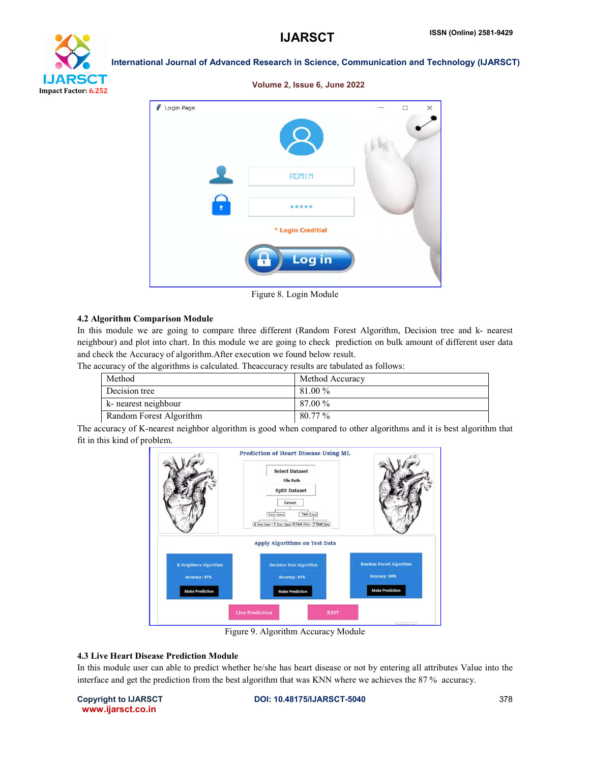Figure 8. Login Module

### 4.2 Algorithm Comparison Module

In this module we are going to compare three different (Random Forest Algorithm, Decision tree and k- nearest neighbour) and plot into chart. In this module we are going to check prediction on bulk amount of different user data and check the Accuracy of algorithm.After execution we found below result.

The accuracy of the algorithms is calculated. Theaccuracy results are tabulated as follows:

| Method | Method Accuracy |
|---|---|
| Decision tree | 81.00 % |
| k- nearest neighbour | 87.00 % |
| Random Forest Algorithm | 80.77 % |

The accuracy of K-nearest neighbor algorithm is good when compared to other algorithms and it is best algorithm that fit in this kind of problem.

Figure 9. Algorithm Accuracy Module

### 4.3 Live Heart Disease Prediction Module

In this module user can able to predict whether he/she has heart disease or not by entering all attributes Value into the interface and get the prediction from the best algorithm that was KNN where we achieves the 87 % accuracy.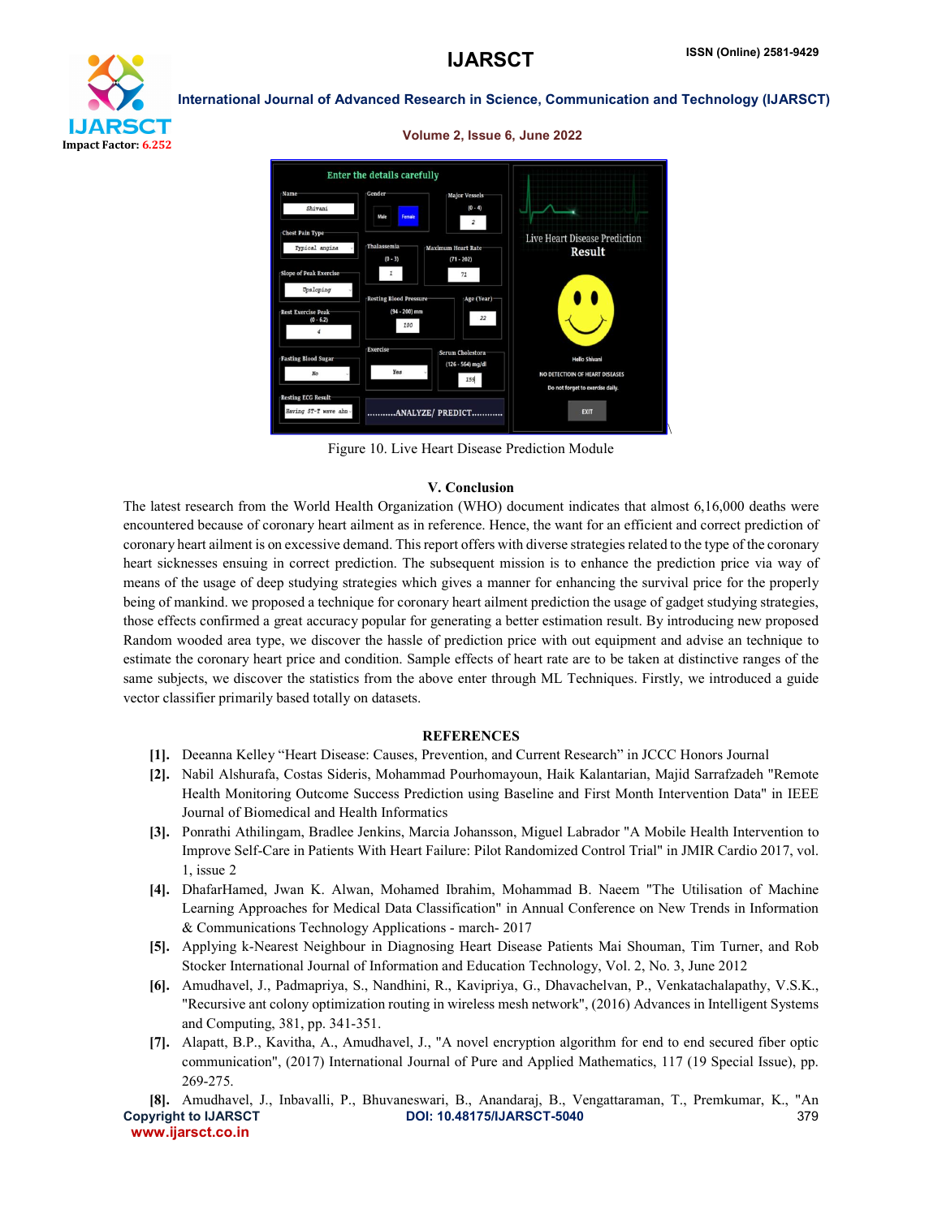Figure 10. Live Heart Disease Prediction Module

## V. Conclusion

The latest research from the World Health Organization (WHO) document indicates that almost 6,16,000 deaths were encountered because of coronary heart ailment as in reference. Hence, the want for an efficient and correct prediction of coronary heart ailment is on excessive demand. This report offers with diverse strategies related to the type of the coronary heart sicknesses ensuing in correct prediction. The subsequent mission is to enhance the prediction price via way of means of the usage of deep studying strategies which gives a manner for enhancing the survival price for the properly being of mankind. we proposed a technique for coronary heart ailment prediction the usage of gadget studying strategies, those effects confirmed a great accuracy popular for generating a better estimation result. By introducing new proposed Random wooded area type, we discover the hassle of prediction price with out equipment and advise an technique to estimate the coronary heart price and condition. Sample effects of heart rate are to be taken at distinctive ranges of the same subjects, we discover the statistics from the above enter through ML Techniques. Firstly, we introduced a guide vector classifier primarily based totally on datasets.

## REFERENCES

**[1].** Deeanna Kelley "Heart Disease: Causes, Prevention, and Current Research" in JCCC Honors Journal

**[2].** Nabil Alshurafa, Costas Sideris, Mohammad Pourhomayoun, Haik Kalantarian, Majid Sarrafzadeh "Remote Health Monitoring Outcome Success Prediction using Baseline and First Month Intervention Data" in IEEE Journal of Biomedical and Health Informatics

**[3].** Ponrathi Athilingam, Bradlee Jenkins, Marcia Johansson, Miguel Labrador "A Mobile Health Intervention to Improve Self-Care in Patients With Heart Failure: Pilot Randomized Control Trial" in JMIR Cardio 2017, vol. 1, issue 2

**[4].** DhafarHamed, Jwan K. Alwan, Mohamed Ibrahim, Mohammad B. Naeem "The Utilisation of Machine Learning Approaches for Medical Data Classification" in Annual Conference on New Trends in Information & Communications Technology Applications - march- 2017

**[5].** Applying k-Nearest Neighbour in Diagnosing Heart Disease Patients Mai Shouman, Tim Turner, and Rob Stocker International Journal of Information and Education Technology, Vol. 2, No. 3, June 2012

**[6].** Amudhavel, J., Padmapriya, S., Nandhini, R., Kavipriya, G., Dhavachelvan, P., Venkatachalapathy, V.S.K., "Recursive ant colony optimization routing in wireless mesh network", (2016) Advances in Intelligent Systems and Computing, 381, pp. 341-351.

**[7].** Alapatt, B.P., Kavitha, A., Amudhavel, J., "A novel encryption algorithm for end to end secured fiber optic communication", (2017) International Journal of Pure and Applied Mathematics, 117 (19 Special Issue), pp. 269-275.

**[8].** Amudhavel, J., Inbavalli, P., Bhuvaneswari, B., Anandaraj, B., Vengattaraman, T., Premkumar, K., "An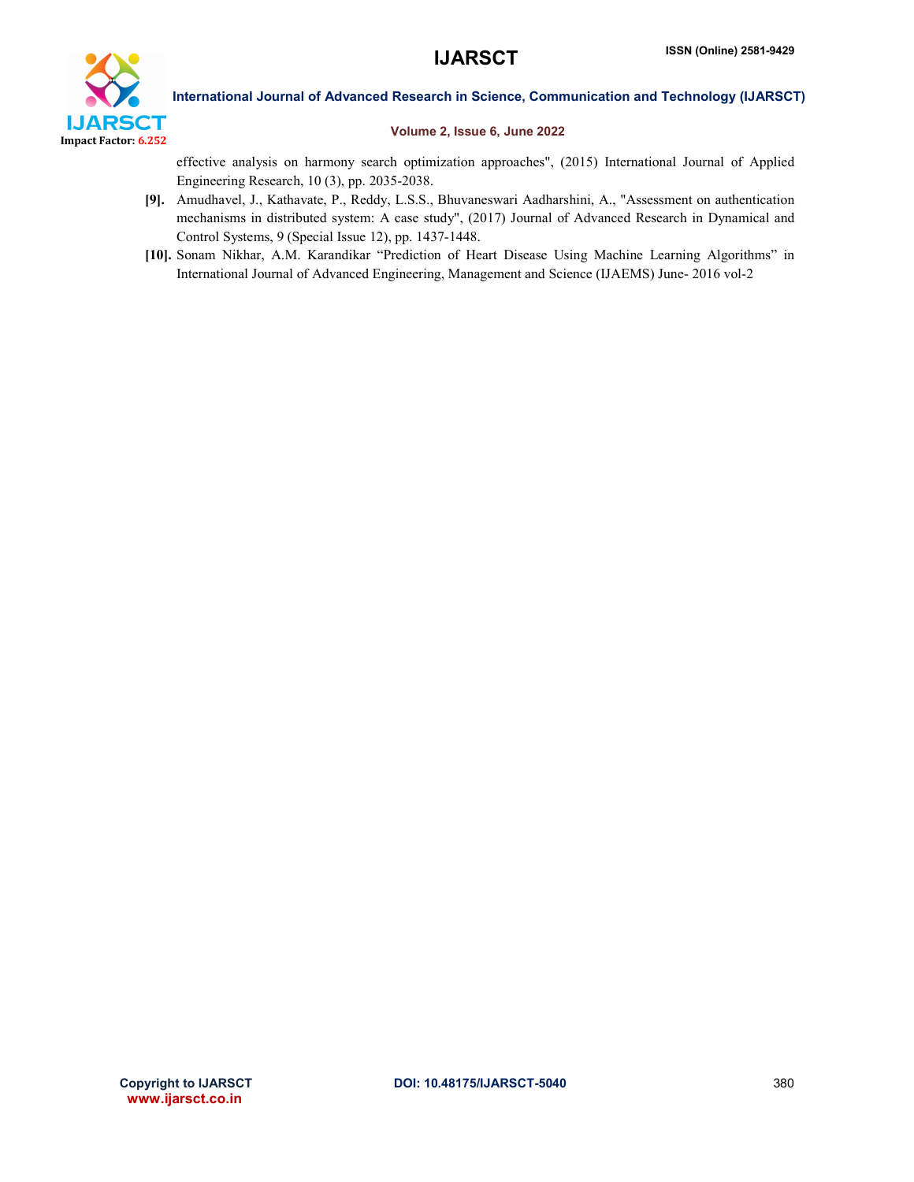effective analysis on harmony search optimization approaches", (2015) International Journal of Applied Engineering Research, 10 (3), pp. 2035-2038.

**[9].** Amudhavel, J., Kathavate, P., Reddy, L.S.S., Bhuvaneswari Aadharshini, A., "Assessment on authentication mechanisms in distributed system: A case study", (2017) Journal of Advanced Research in Dynamical and Control Systems, 9 (Special Issue 12), pp. 1437-1448.

**[10].** Sonam Nikhar, A.M. Karandikar "Prediction of Heart Disease Using Machine Learning Algorithms" in International Journal of Advanced Engineering, Management and Science (IJAEMS) June- 2016 vol-2